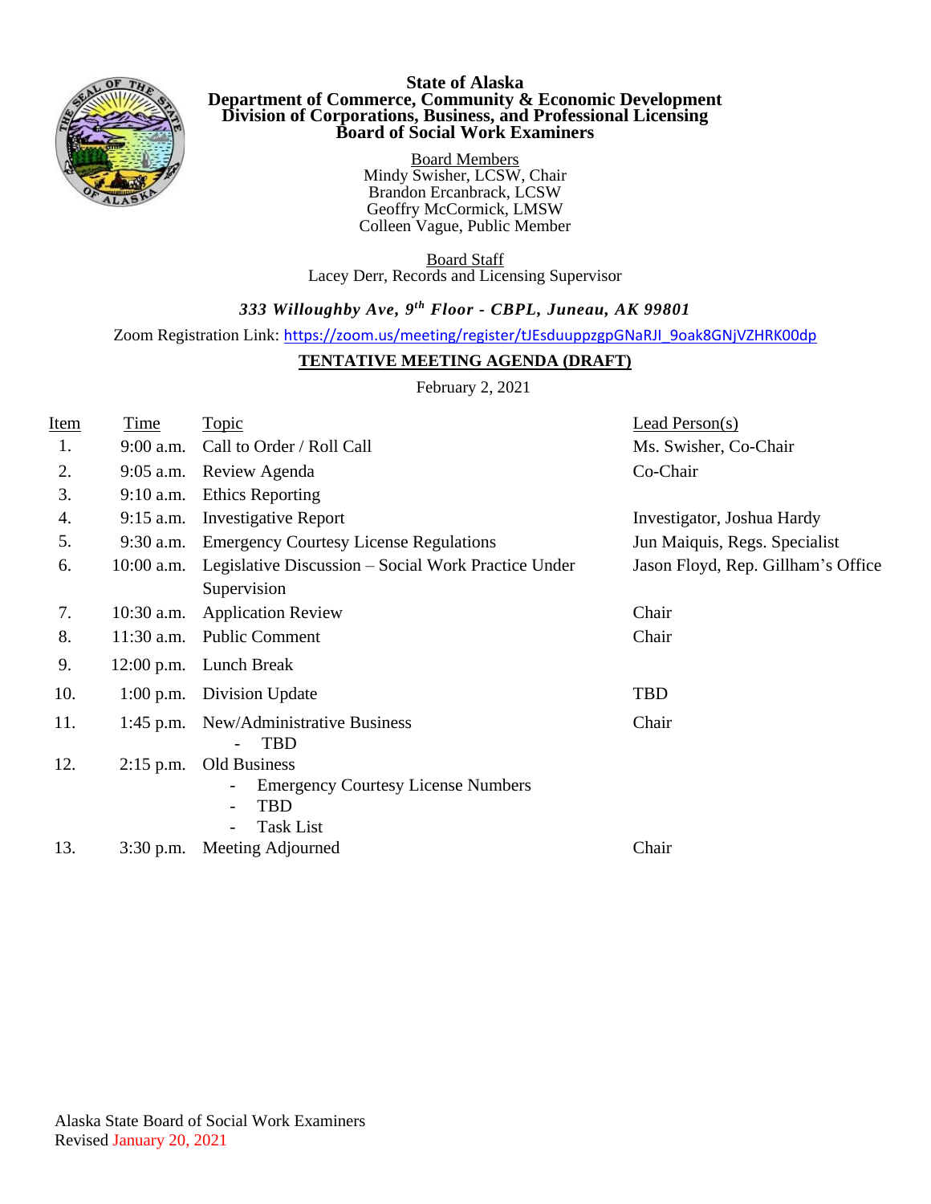**State of Alaska**
**Department of Commerce, Community & Economic Development**
**Division of Corporations, Business, and Professional Licensing**
**Board of Social Work Examiners**

Board Members
Mindy Swisher, LCSW, Chair
Brandon Ercanbrack, LCSW
Geoffry McCormick, LMSW
Colleen Vague, Public Member

Board Staff
Lacey Derr, Records and Licensing Supervisor

***333 Willoughby Ave, 9th Floor - CBPL, Juneau, AK 99801***

Zoom Registration Link: https://zoom.us/meeting/register/tJEsduuppzgpGNaRJI_9oak8GNjVZHRK00dp

**TENTATIVE MEETING AGENDA (DRAFT)**

February 2, 2021

| Item | Time | Topic | Lead Person(s) |
|---|---|---|---|
| 1. | 9:00 a.m. | Call to Order / Roll Call | Ms. Swisher, Co-Chair |
| 2. | 9:05 a.m. | Review Agenda | Co-Chair |
| 3. | 9:10 a.m. | Ethics Reporting | |
| 4. | 9:15 a.m. | Investigative Report | Investigator, Joshua Hardy |
| 5. | 9:30 a.m. | Emergency Courtesy License Regulations | Jun Maiquis, Regs. Specialist |
| 6. | 10:00 a.m. | Legislative Discussion – Social Work Practice Under Supervision | Jason Floyd, Rep. Gillham's Office |
| 7. | 10:30 a.m. | Application Review | Chair |
| 8. | 11:30 a.m. | Public Comment | Chair |
| 9. | 12:00 p.m. | Lunch Break | |
| 10. | 1:00 p.m. | Division Update | TBD |
| 11. | 1:45 p.m. | New/Administrative Business<br>- TBD | Chair |
| 12. | 2:15 p.m. | Old Business<br>- Emergency Courtesy License Numbers<br>- TBD<br>- Task List | |
| 13. | 3:30 p.m. | Meeting Adjourned | Chair |

Alaska State Board of Social Work Examiners
Revised January 20, 2021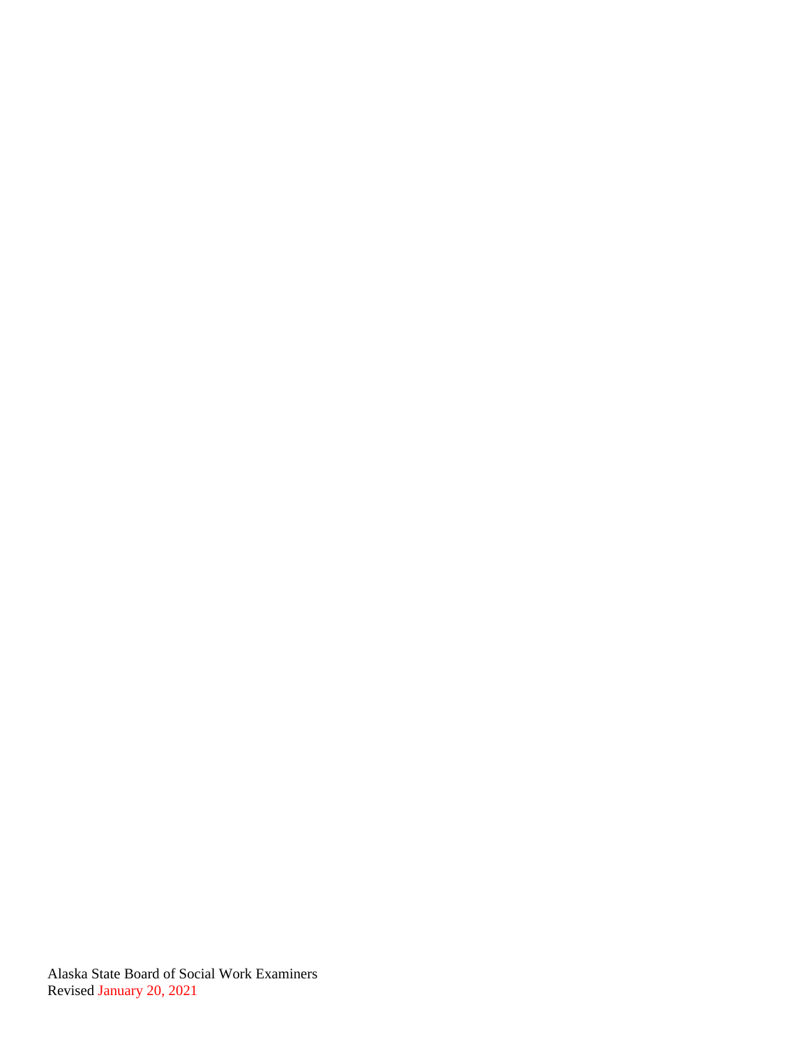Alaska State Board of Social Work Examiners
Revised January 20, 2021